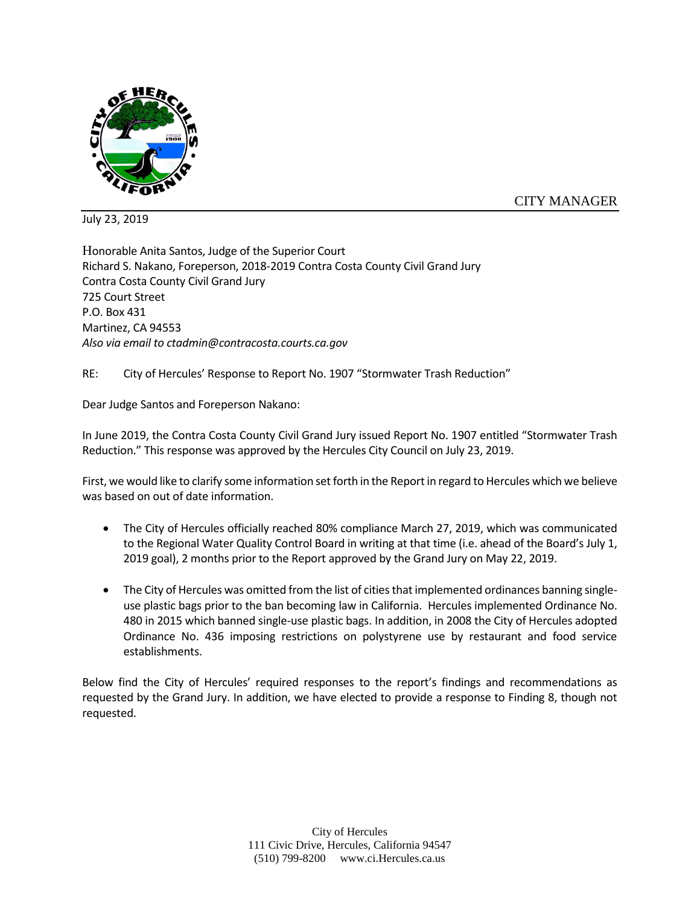CITY MANAGER

July 23, 2019

Honorable Anita Santos, Judge of the Superior Court
Richard S. Nakano, Foreperson, 2018-2019 Contra Costa County Civil Grand Jury
Contra Costa County Civil Grand Jury
725 Court Street
P.O. Box 431
Martinez, CA 94553
*Also via email to ctadmin@contracosta.courts.ca.gov*

RE: City of Hercules' Response to Report No. 1907 "Stormwater Trash Reduction"

Dear Judge Santos and Foreperson Nakano:

In June 2019, the Contra Costa County Civil Grand Jury issued Report No. 1907 entitled "Stormwater Trash Reduction." This response was approved by the Hercules City Council on July 23, 2019.

First, we would like to clarify some information set forth in the Report in regard to Hercules which we believe was based on out of date information.

- The City of Hercules officially reached 80% compliance March 27, 2019, which was communicated to the Regional Water Quality Control Board in writing at that time (i.e. ahead of the Board's July 1, 2019 goal), 2 months prior to the Report approved by the Grand Jury on May 22, 2019.

- The City of Hercules was omitted from the list of cities that implemented ordinances banning single-use plastic bags prior to the ban becoming law in California. Hercules implemented Ordinance No. 480 in 2015 which banned single-use plastic bags. In addition, in 2008 the City of Hercules adopted Ordinance No. 436 imposing restrictions on polystyrene use by restaurant and food service establishments.

Below find the City of Hercules' required responses to the report's findings and recommendations as requested by the Grand Jury. In addition, we have elected to provide a response to Finding 8, though not requested.

City of Hercules
111 Civic Drive, Hercules, California 94547
(510) 799-8200 www.ci.Hercules.ca.us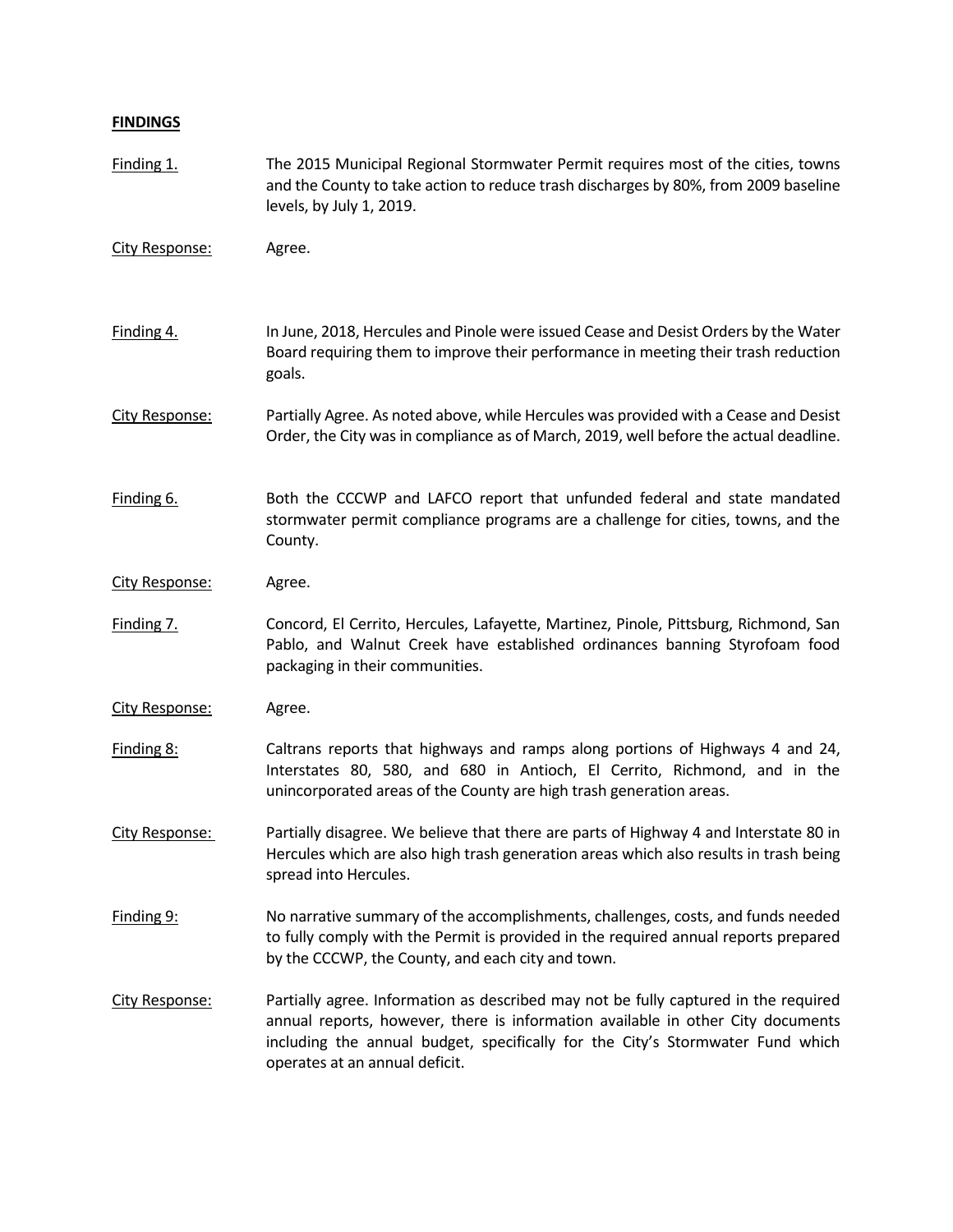**FINDINGS**

Finding 1. The 2015 Municipal Regional Stormwater Permit requires most of the cities, towns and the County to take action to reduce trash discharges by 80%, from 2009 baseline levels, by July 1, 2019.

City Response: Agree.

Finding 4. In June, 2018, Hercules and Pinole were issued Cease and Desist Orders by the Water Board requiring them to improve their performance in meeting their trash reduction goals.

City Response: Partially Agree. As noted above, while Hercules was provided with a Cease and Desist Order, the City was in compliance as of March, 2019, well before the actual deadline.

Finding 6. Both the CCCWP and LAFCO report that unfunded federal and state mandated stormwater permit compliance programs are a challenge for cities, towns, and the County.

City Response: Agree.

Finding 7. Concord, El Cerrito, Hercules, Lafayette, Martinez, Pinole, Pittsburg, Richmond, San Pablo, and Walnut Creek have established ordinances banning Styrofoam food packaging in their communities.

City Response: Agree.

Finding 8: Caltrans reports that highways and ramps along portions of Highways 4 and 24, Interstates 80, 580, and 680 in Antioch, El Cerrito, Richmond, and in the unincorporated areas of the County are high trash generation areas.

City Response: Partially disagree. We believe that there are parts of Highway 4 and Interstate 80 in Hercules which are also high trash generation areas which also results in trash being spread into Hercules.

Finding 9: No narrative summary of the accomplishments, challenges, costs, and funds needed to fully comply with the Permit is provided in the required annual reports prepared by the CCCWP, the County, and each city and town.

City Response: Partially agree. Information as described may not be fully captured in the required annual reports, however, there is information available in other City documents including the annual budget, specifically for the City's Stormwater Fund which operates at an annual deficit.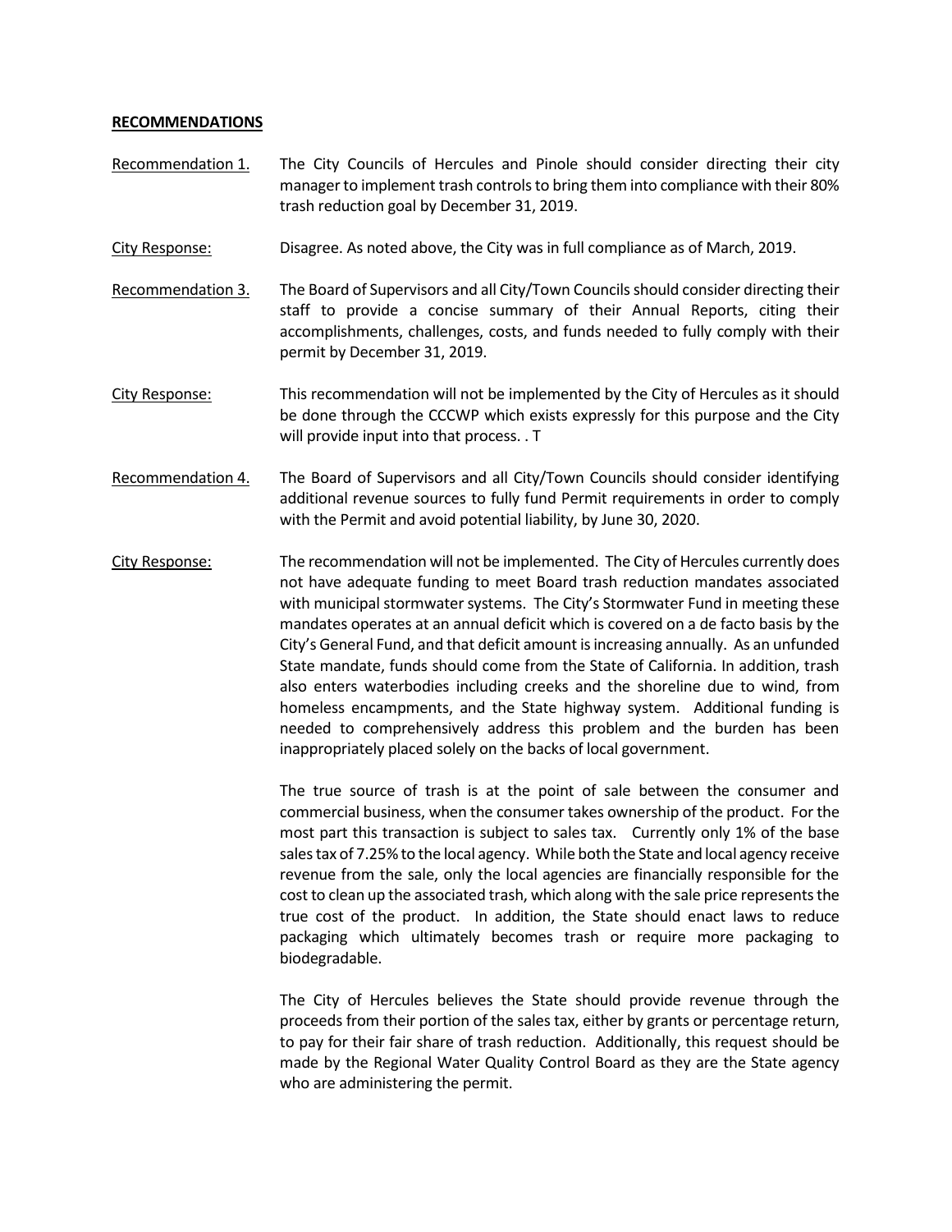**RECOMMENDATIONS**

Recommendation 1. The City Councils of Hercules and Pinole should consider directing their city manager to implement trash controls to bring them into compliance with their 80% trash reduction goal by December 31, 2019.

City Response: Disagree. As noted above, the City was in full compliance as of March, 2019.

Recommendation 3. The Board of Supervisors and all City/Town Councils should consider directing their staff to provide a concise summary of their Annual Reports, citing their accomplishments, challenges, costs, and funds needed to fully comply with their permit by December 31, 2019.

City Response: This recommendation will not be implemented by the City of Hercules as it should be done through the CCCWP which exists expressly for this purpose and the City will provide input into that process. . T

Recommendation 4. The Board of Supervisors and all City/Town Councils should consider identifying additional revenue sources to fully fund Permit requirements in order to comply with the Permit and avoid potential liability, by June 30, 2020.

City Response: The recommendation will not be implemented. The City of Hercules currently does not have adequate funding to meet Board trash reduction mandates associated with municipal stormwater systems. The City's Stormwater Fund in meeting these mandates operates at an annual deficit which is covered on a de facto basis by the City's General Fund, and that deficit amount is increasing annually. As an unfunded State mandate, funds should come from the State of California. In addition, trash also enters waterbodies including creeks and the shoreline due to wind, from homeless encampments, and the State highway system. Additional funding is needed to comprehensively address this problem and the burden has been inappropriately placed solely on the backs of local government.

The true source of trash is at the point of sale between the consumer and commercial business, when the consumer takes ownership of the product. For the most part this transaction is subject to sales tax. Currently only 1% of the base sales tax of 7.25% to the local agency. While both the State and local agency receive revenue from the sale, only the local agencies are financially responsible for the cost to clean up the associated trash, which along with the sale price represents the true cost of the product. In addition, the State should enact laws to reduce packaging which ultimately becomes trash or require more packaging to biodegradable.

The City of Hercules believes the State should provide revenue through the proceeds from their portion of the sales tax, either by grants or percentage return, to pay for their fair share of trash reduction. Additionally, this request should be made by the Regional Water Quality Control Board as they are the State agency who are administering the permit.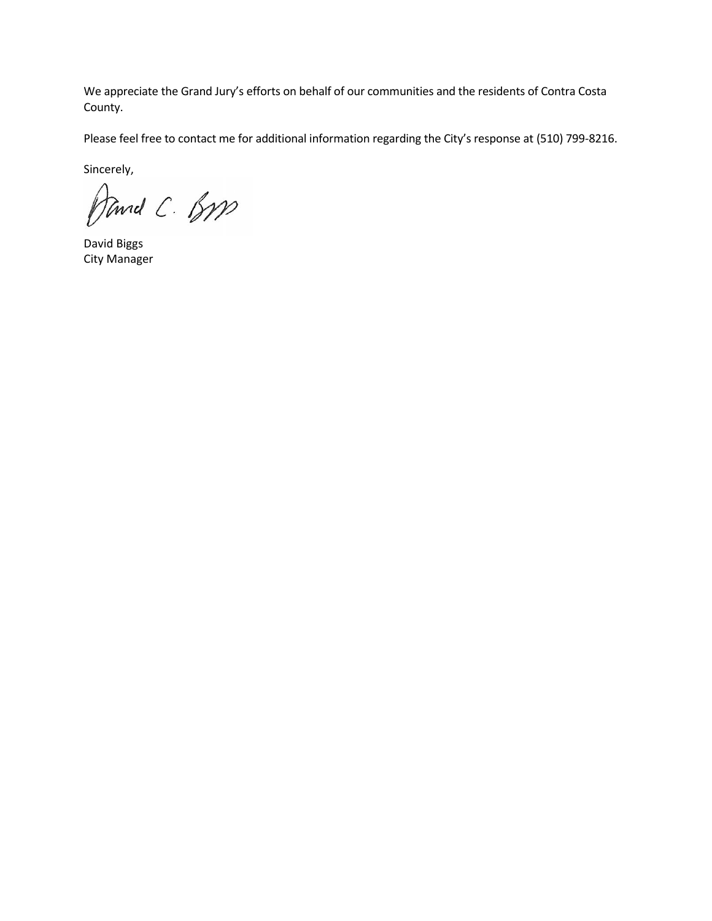We appreciate the Grand Jury's efforts on behalf of our communities and the residents of Contra Costa County.

Please feel free to contact me for additional information regarding the City's response at (510) 799-8216.

Sincerely,

David Biggs
City Manager